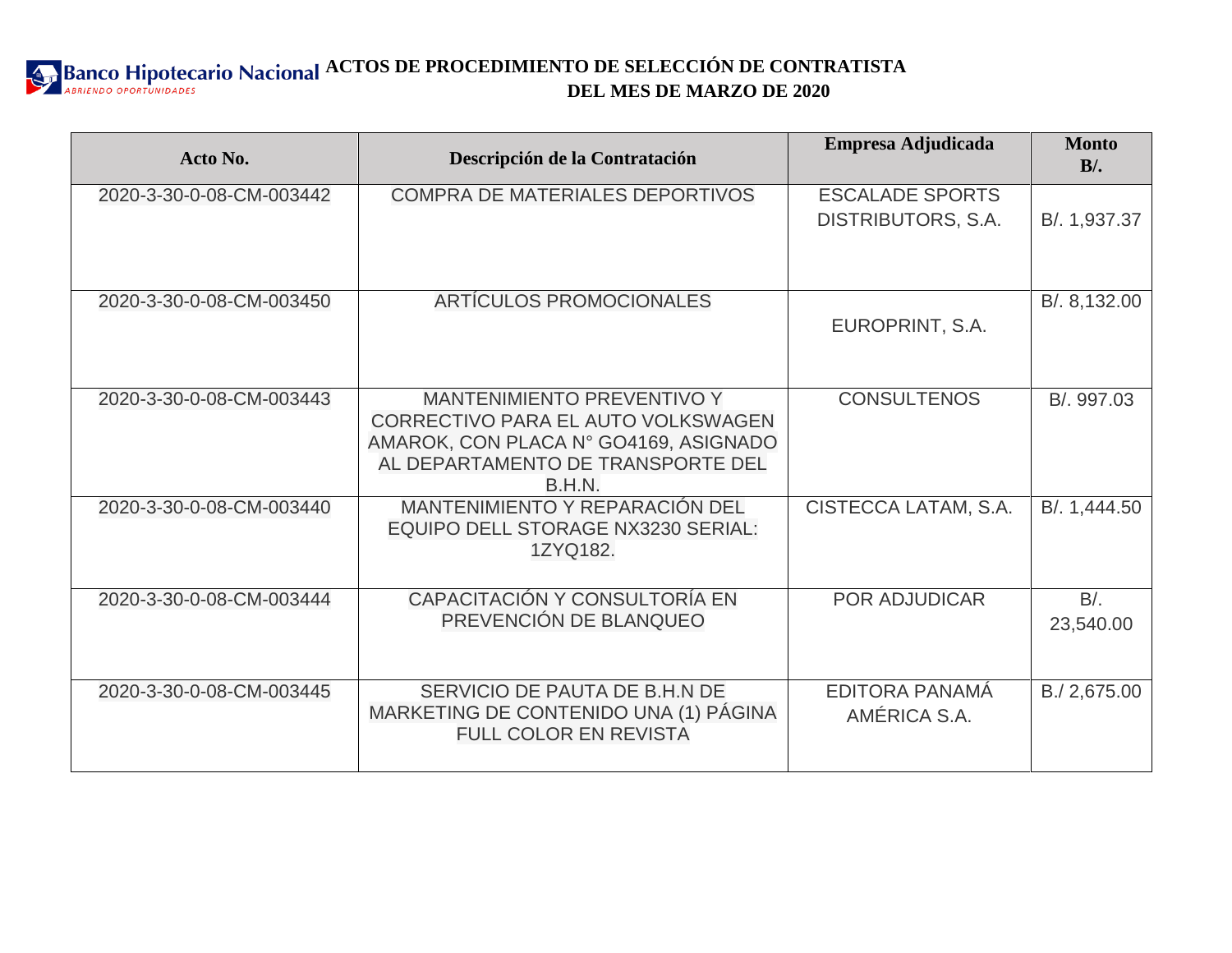**Banco Hipotecario Nacional**
*ABRIENDO OPORTUNIDADES*

# ACTOS DE PROCEDIMIENTO DE SELECCIÓN DE CONTRATISTA DEL MES DE MARZO DE 2020

| Acto No. | Descripción de la Contratación | Empresa Adjudicada | Monto B/. |
|---|---|---|---|
| 2020-3-30-0-08-CM-003442 | COMPRA DE MATERIALES DEPORTIVOS | ESCALADE SPORTS DISTRIBUTORS, S.A. | B/. 1,937.37 |
| 2020-3-30-0-08-CM-003450 | ARTÍCULOS PROMOCIONALES | EUROPRINT, S.A. | B/. 8,132.00 |
| 2020-3-30-0-08-CM-003443 | MANTENIMIENTO PREVENTIVO Y CORRECTIVO PARA EL AUTO VOLKSWAGEN AMAROK, CON PLACA N° GO4169, ASIGNADO AL DEPARTAMENTO DE TRANSPORTE DEL B.H.N. | CONSULTENOS | B/. 997.03 |
| 2020-3-30-0-08-CM-003440 | MANTENIMIENTO Y REPARACIÓN DEL EQUIPO DELL STORAGE NX3230 SERIAL: 1ZYQ182. | CISTECCA LATAM, S.A. | B/. 1,444.50 |
| 2020-3-30-0-08-CM-003444 | CAPACITACIÓN Y CONSULTORÍA EN PREVENCIÓN DE BLANQUEO | POR ADJUDICAR | B/. 23,540.00 |
| 2020-3-30-0-08-CM-003445 | SERVICIO DE PAUTA DE B.H.N DE MARKETING DE CONTENIDO UNA (1) PÁGINA FULL COLOR EN REVISTA | EDITORA PANAMÁ AMÉRICA S.A. | B./ 2,675.00 |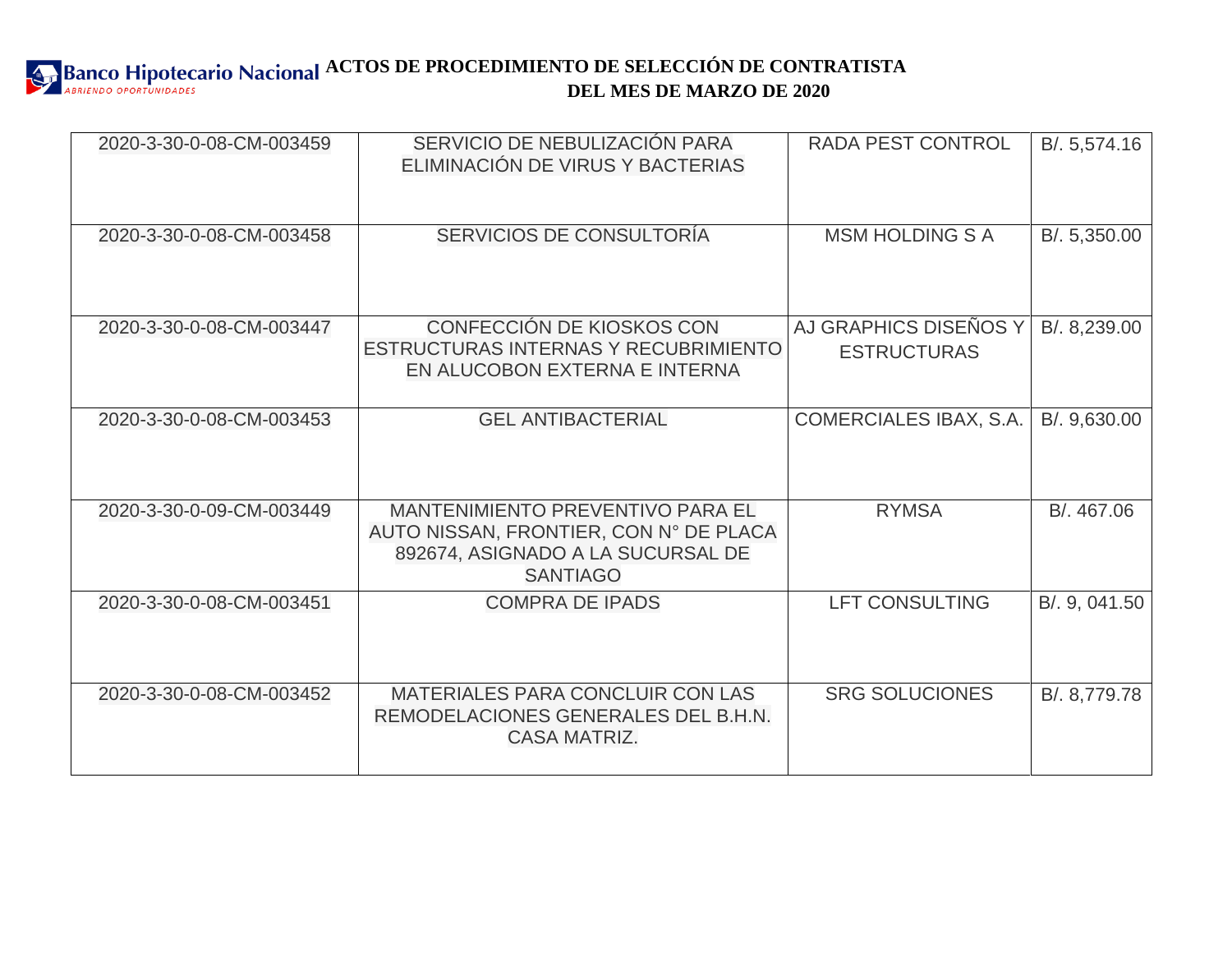**Banco Hipotecario Nacional**
*ABRIENDO OPORTUNIDADES*

# ACTOS DE PROCEDIMIENTO DE SELECCIÓN DE CONTRATISTA DEL MES DE MARZO DE 2020

| | | | |
|---|---|---|---|
| 2020-3-30-0-08-CM-003459 | SERVICIO DE NEBULIZACIÓN PARA ELIMINACIÓN DE VIRUS Y BACTERIAS | RADA PEST CONTROL | B/. 5,574.16 |
| 2020-3-30-0-08-CM-003458 | SERVICIOS DE CONSULTORÍA | MSM HOLDING S A | B/. 5,350.00 |
| 2020-3-30-0-08-CM-003447 | CONFECCIÓN DE KIOSKOS CON ESTRUCTURAS INTERNAS Y RECUBRIMIENTO EN ALUCOBON EXTERNA E INTERNA | AJ GRAPHICS DISEÑOS Y ESTRUCTURAS | B/. 8,239.00 |
| 2020-3-30-0-08-CM-003453 | GEL ANTIBACTERIAL | COMERCIALES IBAX, S.A. | B/. 9,630.00 |
| 2020-3-30-0-09-CM-003449 | MANTENIMIENTO PREVENTIVO PARA EL AUTO NISSAN, FRONTIER, CON N° DE PLACA 892674, ASIGNADO A LA SUCURSAL DE SANTIAGO | RYMSA | B/. 467.06 |
| 2020-3-30-0-08-CM-003451 | COMPRA DE IPADS | LFT CONSULTING | B/. 9, 041.50 |
| 2020-3-30-0-08-CM-003452 | MATERIALES PARA CONCLUIR CON LAS REMODELACIONES GENERALES DEL B.H.N. CASA MATRIZ. | SRG SOLUCIONES | B/. 8,779.78 |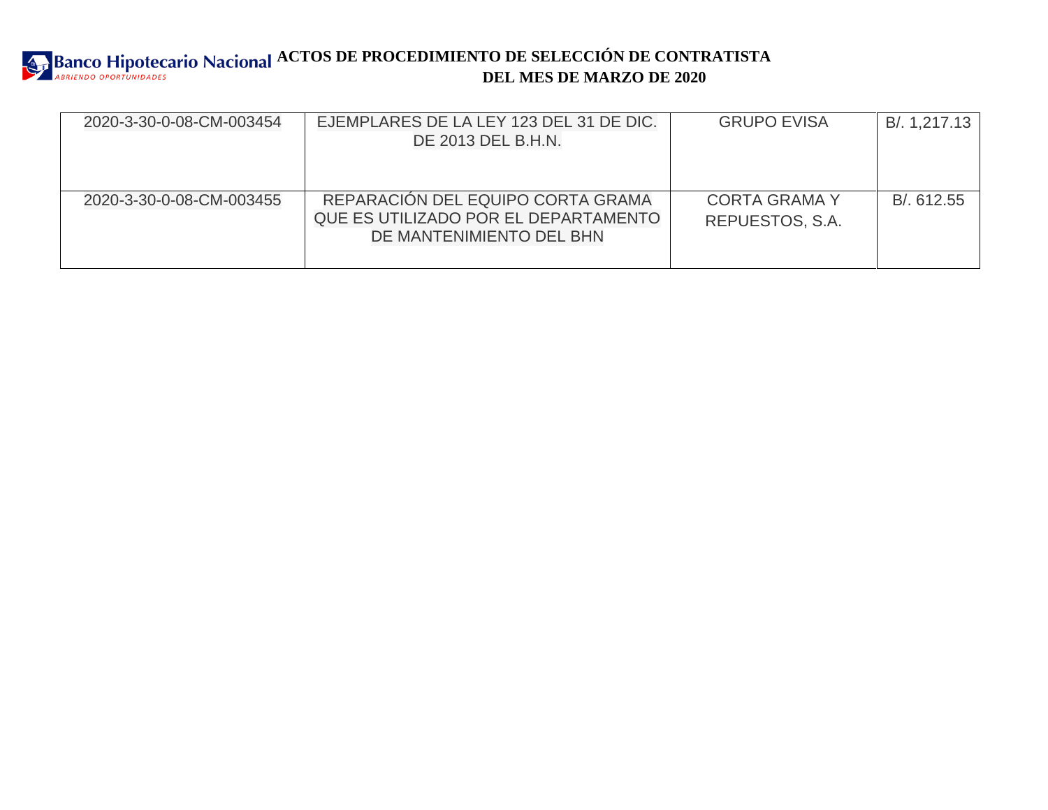Banco Hipotecario Nacional
ABRIENDO OPORTUNIDADES

**ACTOS DE PROCEDIMIENTO DE SELECCIÓN DE CONTRATISTA DEL MES DE MARZO DE 2020**

| | | | |
|---|---|---|---|
| 2020-3-30-0-08-CM-003454 | EJEMPLARES DE LA LEY 123 DEL 31 DE DIC. DE 2013 DEL B.H.N. | GRUPO EVISA | B/. 1,217.13 |
| 2020-3-30-0-08-CM-003455 | REPARACIÓN DEL EQUIPO CORTA GRAMA QUE ES UTILIZADO POR EL DEPARTAMENTO DE MANTENIMIENTO DEL BHN | CORTA GRAMA Y REPUESTOS, S.A. | B/. 612.55 |